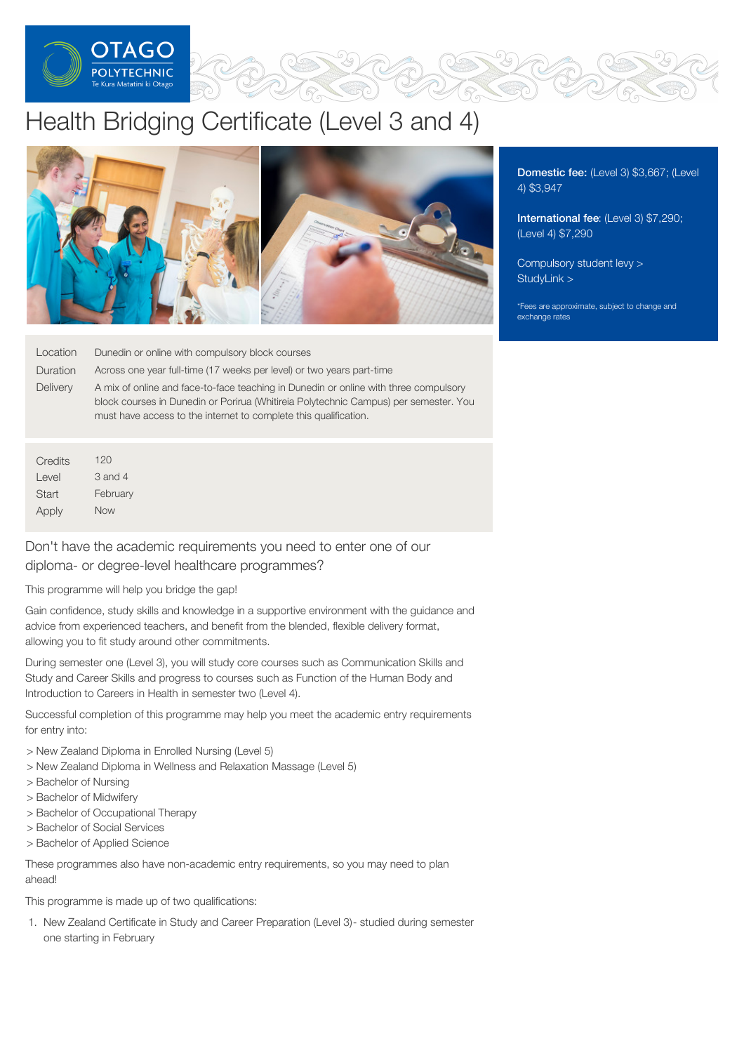# Health Bridging Certificate (Level 3 and 4)

**Domestic fee:** (Level 3) $3,667; (Level 4) $3,947

**International fee**: (Level 3) $7,290; (Level 4) $7,290

Compulsory student levy >
StudyLink >

*Fees are approximate, subject to change and exchange rates

| | |
|---|---|
| Location | Dunedin or online with compulsory block courses |
| Duration | Across one year full-time (17 weeks per level) or two years part-time |
| Delivery | A mix of online and face-to-face teaching in Dunedin or online with three compulsory block courses in Dunedin or Porirua (Whitireia Polytechnic Campus) per semester. You must have access to the internet to complete this qualification. |

| | |
|---|---|
| Credits | 120 |
| Level | 3 and 4 |
| Start | February |
| Apply | Now |

## Don't have the academic requirements you need to enter one of our diploma- or degree-level healthcare programmes?

This programme will help you bridge the gap!

Gain confidence, study skills and knowledge in a supportive environment with the guidance and advice from experienced teachers, and benefit from the blended, flexible delivery format, allowing you to fit study around other commitments.

During semester one (Level 3), you will study core courses such as Communication Skills and Study and Career Skills and progress to courses such as Function of the Human Body and Introduction to Careers in Health in semester two (Level 4).

Successful completion of this programme may help you meet the academic entry requirements for entry into:

> New Zealand Diploma in Enrolled Nursing (Level 5)
> New Zealand Diploma in Wellness and Relaxation Massage (Level 5)
> Bachelor of Nursing
> Bachelor of Midwifery
> Bachelor of Occupational Therapy
> Bachelor of Social Services
> Bachelor of Applied Science

These programmes also have non-academic entry requirements, so you may need to plan ahead!

This programme is made up of two qualifications:

1. New Zealand Certificate in Study and Career Preparation (Level 3)- studied during semester one starting in February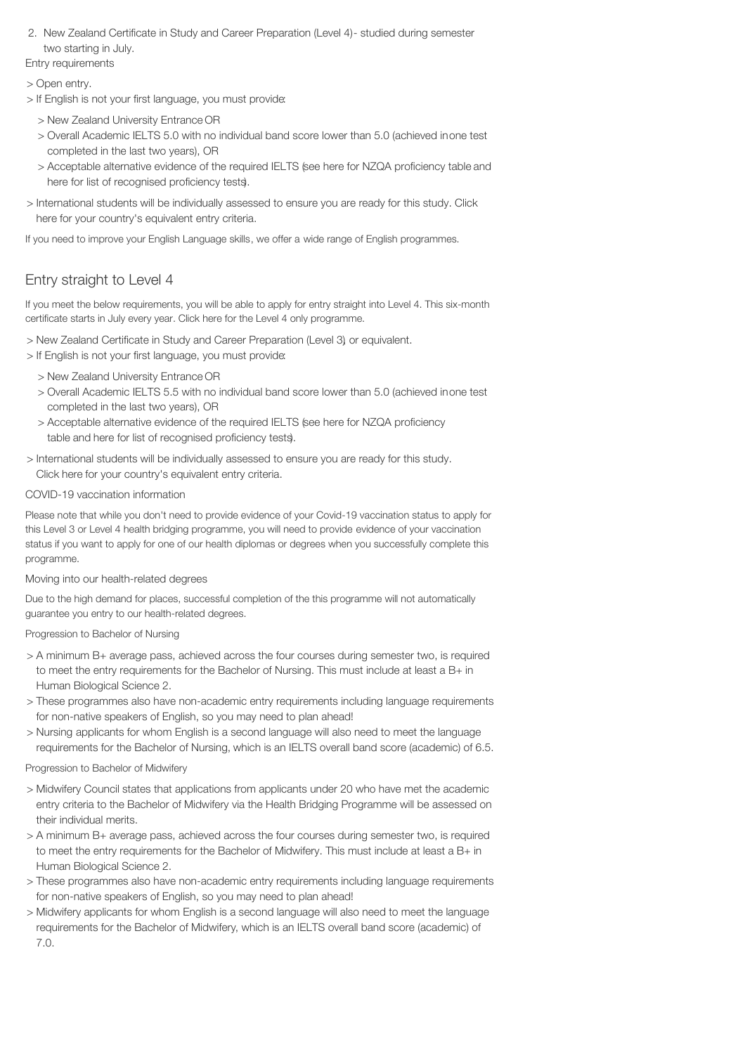2. New Zealand Certificate in Study and Career Preparation (Level 4)- studied during semester two starting in July.

Entry requirements

> Open entry.

> If English is not your first language, you must provide:

> New Zealand University Entrance OR

> Overall Academic IELTS 5.0 with no individual band score lower than 5.0 (achieved in one test completed in the last two years), OR

> Acceptable alternative evidence of the required IELTS (see here for NZQA proficiency table and here for list of recognised proficiency tests).

> International students will be individually assessed to ensure you are ready for this study. Click here for your country's equivalent entry criteria.

If you need to improve your English Language skills, we offer a wide range of English programmes.

## Entry straight to Level 4

If you meet the below requirements, you will be able to apply for entry straight into Level 4. This six-month certificate starts in July every year. Click here for the Level 4 only programme.

> New Zealand Certificate in Study and Career Preparation (Level 3) or equivalent.

> If English is not your first language, you must provide:

> New Zealand University Entrance OR

> Overall Academic IELTS 5.5 with no individual band score lower than 5.0 (achieved in one test completed in the last two years), OR

> Acceptable alternative evidence of the required IELTS (see here for NZQA proficiency table and here for list of recognised proficiency tests).

> International students will be individually assessed to ensure you are ready for this study. Click here for your country's equivalent entry criteria.

COVID-19 vaccination information

Please note that while you don't need to provide evidence of your Covid-19 vaccination status to apply for this Level 3 or Level 4 health bridging programme, you will need to provide evidence of your vaccination status if you want to apply for one of our health diplomas or degrees when you successfully complete this programme.

Moving into our health-related degrees

Due to the high demand for places, successful completion of the this programme will not automatically guarantee you entry to our health-related degrees.

Progression to Bachelor of Nursing

> A minimum B+ average pass, achieved across the four courses during semester two, is required to meet the entry requirements for the Bachelor of Nursing. This must include at least a B+ in Human Biological Science 2.

> These programmes also have non-academic entry requirements including language requirements for non-native speakers of English, so you may need to plan ahead!

> Nursing applicants for whom English is a second language will also need to meet the language requirements for the Bachelor of Nursing, which is an IELTS overall band score (academic) of 6.5.

Progression to Bachelor of Midwifery

> Midwifery Council states that applications from applicants under 20 who have met the academic entry criteria to the Bachelor of Midwifery via the Health Bridging Programme will be assessed on their individual merits.

> A minimum B+ average pass, achieved across the four courses during semester two, is required to meet the entry requirements for the Bachelor of Midwifery. This must include at least a B+ in Human Biological Science 2.

> These programmes also have non-academic entry requirements including language requirements for non-native speakers of English, so you may need to plan ahead!

> Midwifery applicants for whom English is a second language will also need to meet the language requirements for the Bachelor of Midwifery, which is an IELTS overall band score (academic) of 7.0.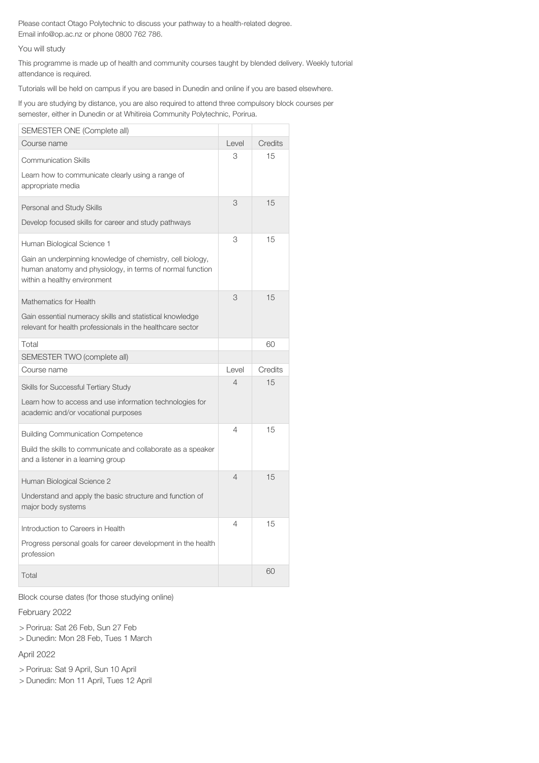Please contact Otago Polytechnic to discuss your pathway to a health-related degree.
Email info@op.ac.nz or phone 0800 762 786.

You will study

This programme is made up of health and community courses taught by blended delivery. Weekly tutorial attendance is required.

Tutorials will be held on campus if you are based in Dunedin and online if you are based elsewhere.

If you are studying by distance, you are also required to attend three compulsory block courses per semester, either in Dunedin or at Whitireia Community Polytechnic, Porirua.

| SEMESTER ONE (Complete all) | | |
|---|---|---|
| Course name | Level | Credits |
| Communication Skills<br>Learn how to communicate clearly using a range of appropriate media | 3 | 15 |
| Personal and Study Skills<br>Develop focused skills for career and study pathways | 3 | 15 |
| Human Biological Science 1<br>Gain an underpinning knowledge of chemistry, cell biology, human anatomy and physiology, in terms of normal function within a healthy environment | 3 | 15 |
| Mathematics for Health<br>Gain essential numeracy skills and statistical knowledge relevant for health professionals in the healthcare sector | 3 | 15 |
| Total | | 60 |
| SEMESTER TWO (complete all) | | |
| Course name | Level | Credits |
| Skills for Successful Tertiary Study<br>Learn how to access and use information technologies for academic and/or vocational purposes | 4 | 15 |
| Building Communication Competence<br>Build the skills to communicate and collaborate as a speaker and a listener in a learning group | 4 | 15 |
| Human Biological Science 2<br>Understand and apply the basic structure and function of major body systems | 4 | 15 |
| Introduction to Careers in Health<br>Progress personal goals for career development in the health profession | 4 | 15 |
| Total | | 60 |

Block course dates (for those studying online)

February 2022

> Porirua: Sat 26 Feb, Sun 27 Feb
> Dunedin: Mon 28 Feb, Tues 1 March

April 2022

> Porirua: Sat 9 April, Sun 10 April
> Dunedin: Mon 11 April, Tues 12 April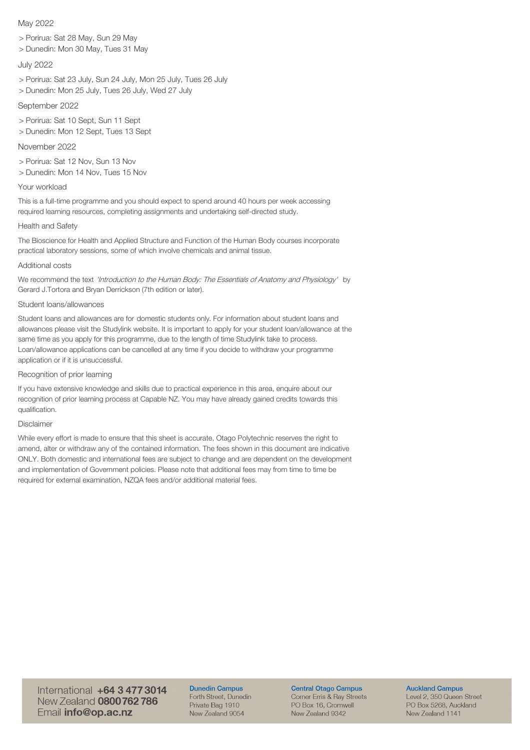### May 2022

- > Porirua: Sat 28 May, Sun 29 May
- > Dunedin: Mon 30 May, Tues 31 May

### July 2022

- > Porirua: Sat 23 July, Sun 24 July, Mon 25 July, Tues 26 July
- > Dunedin: Mon 25 July, Tues 26 July, Wed 27 July

### September 2022

- > Porirua: Sat 10 Sept, Sun 11 Sept
- > Dunedin: Mon 12 Sept, Tues 13 Sept

### November 2022

- > Porirua: Sat 12 Nov, Sun 13 Nov
- > Dunedin: Mon 14 Nov, Tues 15 Nov

## Your workload

This is a full-time programme and you should expect to spend around 40 hours per week accessing required learning resources, completing assignments and undertaking self-directed study.

## Health and Safety

The Bioscience for Health and Applied Structure and Function of the Human Body courses incorporate practical laboratory sessions, some of which involve chemicals and animal tissue.

## Additional costs

We recommend the text *'Introduction to the Human Body: The Essentials of Anatomy and Physiology'* by Gerard J.Tortora and Bryan Derrickson (7th edition or later).

## Student loans/allowances

Student loans and allowances are for domestic students only. For information about student loans and allowances please visit the Studylink website. It is important to apply for your student loan/allowance at the same time as you apply for this programme, due to the length of time Studylink take to process. Loan/allowance applications can be cancelled at any time if you decide to withdraw your programme application or if it is unsuccessful.

## Recognition of prior learning

If you have extensive knowledge and skills due to practical experience in this area, enquire about our recognition of prior learning process at Capable NZ. You may have already gained credits towards this qualification.

## Disclaimer

While every effort is made to ensure that this sheet is accurate, Otago Polytechnic reserves the right to amend, alter or withdraw any of the contained information. The fees shown in this document are indicative ONLY. Both domestic and international fees are subject to change and are dependent on the development and implementation of Government policies. Please note that additional fees may from time to time be required for external examination, NZQA fees and/or additional material fees.

International **+64 3 477 3014**
New Zealand **0800 762 786**
Email **info@op.ac.nz**

**Dunedin Campus**
Forth Street, Dunedin
Private Bag 1910
New Zealand 9054

**Central Otago Campus**
Corner Erris & Ray Streets
PO Box 16, Cromwell
New Zealand 9342

**Auckland Campus**
Level 2, 350 Queen Street
PO Box 5268, Auckland
New Zealand 1141